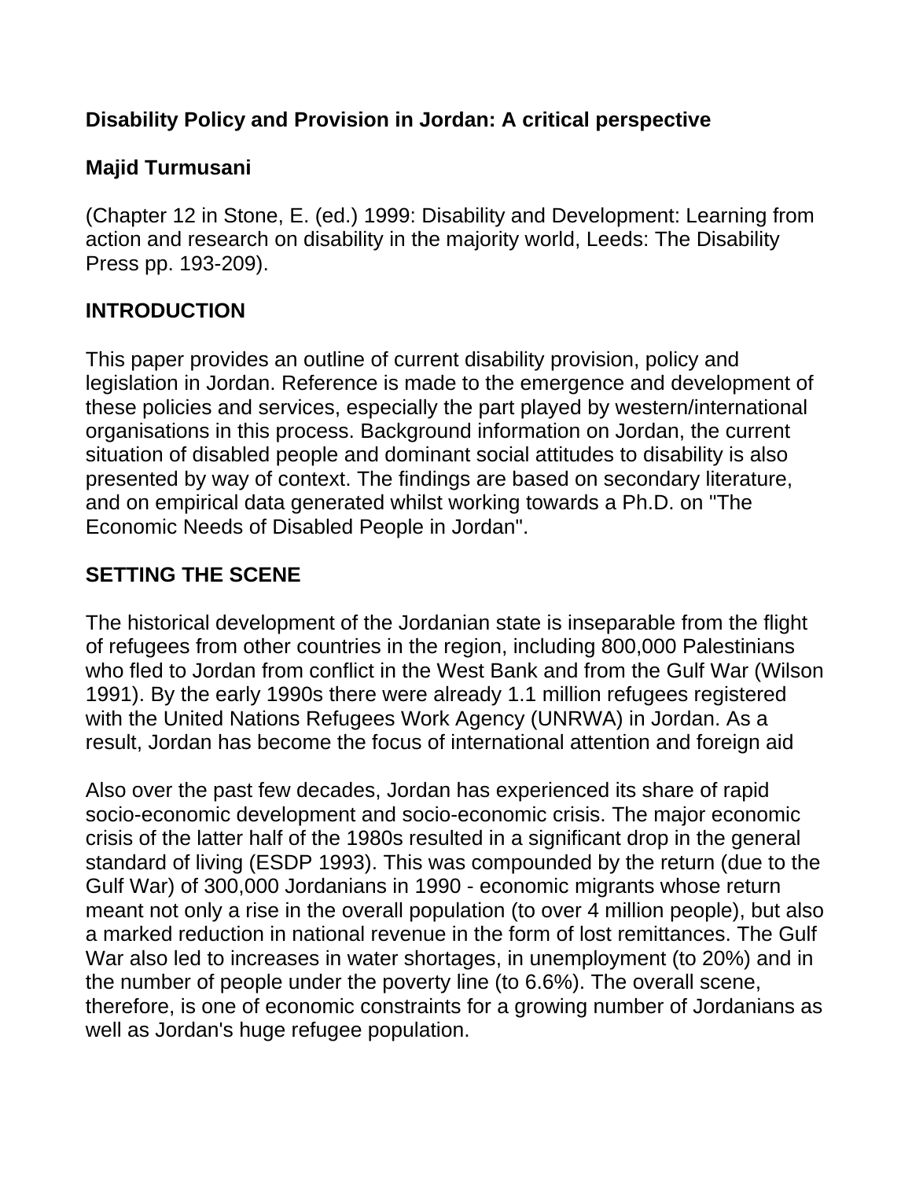# Disability Policy and Provision in Jordan: A critical perspective

**Majid Turmusani**

(Chapter 12 in Stone, E. (ed.) 1999: Disability and Development: Learning from action and research on disability in the majority world, Leeds: The Disability Press pp. 193-209).

## INTRODUCTION

This paper provides an outline of current disability provision, policy and legislation in Jordan. Reference is made to the emergence and development of these policies and services, especially the part played by western/international organisations in this process. Background information on Jordan, the current situation of disabled people and dominant social attitudes to disability is also presented by way of context. The findings are based on secondary literature, and on empirical data generated whilst working towards a Ph.D. on "The Economic Needs of Disabled People in Jordan".

## SETTING THE SCENE

The historical development of the Jordanian state is inseparable from the flight of refugees from other countries in the region, including 800,000 Palestinians who fled to Jordan from conflict in the West Bank and from the Gulf War (Wilson 1991). By the early 1990s there were already 1.1 million refugees registered with the United Nations Refugees Work Agency (UNRWA) in Jordan. As a result, Jordan has become the focus of international attention and foreign aid

Also over the past few decades, Jordan has experienced its share of rapid socio-economic development and socio-economic crisis. The major economic crisis of the latter half of the 1980s resulted in a significant drop in the general standard of living (ESDP 1993). This was compounded by the return (due to the Gulf War) of 300,000 Jordanians in 1990 - economic migrants whose return meant not only a rise in the overall population (to over 4 million people), but also a marked reduction in national revenue in the form of lost remittances. The Gulf War also led to increases in water shortages, in unemployment (to 20%) and in the number of people under the poverty line (to 6.6%). The overall scene, therefore, is one of economic constraints for a growing number of Jordanians as well as Jordan's huge refugee population.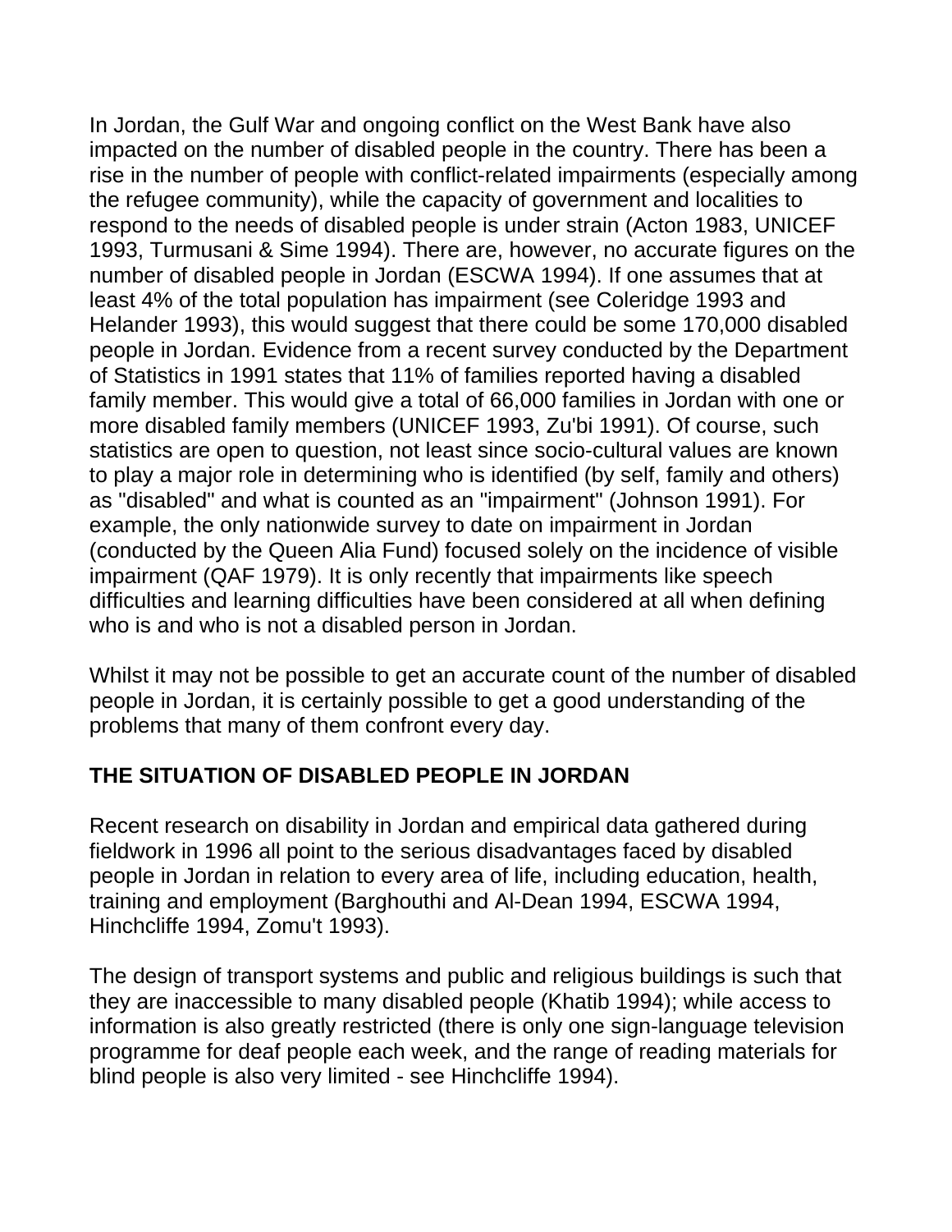In Jordan, the Gulf War and ongoing conflict on the West Bank have also impacted on the number of disabled people in the country. There has been a rise in the number of people with conflict-related impairments (especially among the refugee community), while the capacity of government and localities to respond to the needs of disabled people is under strain (Acton 1983, UNICEF 1993, Turmusani & Sime 1994). There are, however, no accurate figures on the number of disabled people in Jordan (ESCWA 1994). If one assumes that at least 4% of the total population has impairment (see Coleridge 1993 and Helander 1993), this would suggest that there could be some 170,000 disabled people in Jordan. Evidence from a recent survey conducted by the Department of Statistics in 1991 states that 11% of families reported having a disabled family member. This would give a total of 66,000 families in Jordan with one or more disabled family members (UNICEF 1993, Zu'bi 1991). Of course, such statistics are open to question, not least since socio-cultural values are known to play a major role in determining who is identified (by self, family and others) as "disabled" and what is counted as an "impairment" (Johnson 1991). For example, the only nationwide survey to date on impairment in Jordan (conducted by the Queen Alia Fund) focused solely on the incidence of visible impairment (QAF 1979). It is only recently that impairments like speech difficulties and learning difficulties have been considered at all when defining who is and who is not a disabled person in Jordan.

Whilst it may not be possible to get an accurate count of the number of disabled people in Jordan, it is certainly possible to get a good understanding of the problems that many of them confront every day.

## THE SITUATION OF DISABLED PEOPLE IN JORDAN

Recent research on disability in Jordan and empirical data gathered during fieldwork in 1996 all point to the serious disadvantages faced by disabled people in Jordan in relation to every area of life, including education, health, training and employment (Barghouthi and Al-Dean 1994, ESCWA 1994, Hinchcliffe 1994, Zomu't 1993).

The design of transport systems and public and religious buildings is such that they are inaccessible to many disabled people (Khatib 1994); while access to information is also greatly restricted (there is only one sign-language television programme for deaf people each week, and the range of reading materials for blind people is also very limited - see Hinchcliffe 1994).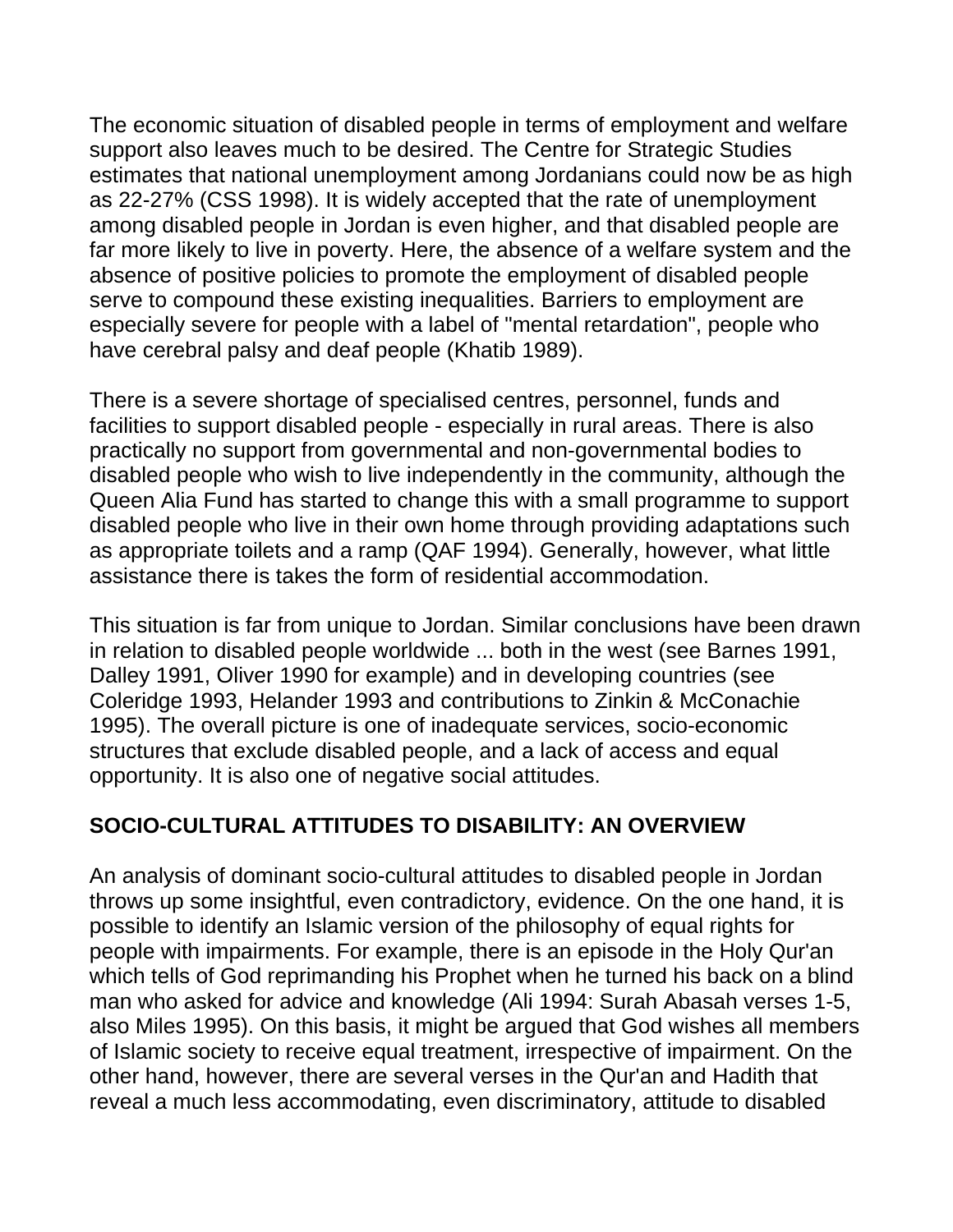The economic situation of disabled people in terms of employment and welfare support also leaves much to be desired. The Centre for Strategic Studies estimates that national unemployment among Jordanians could now be as high as 22-27% (CSS 1998). It is widely accepted that the rate of unemployment among disabled people in Jordan is even higher, and that disabled people are far more likely to live in poverty. Here, the absence of a welfare system and the absence of positive policies to promote the employment of disabled people serve to compound these existing inequalities. Barriers to employment are especially severe for people with a label of "mental retardation", people who have cerebral palsy and deaf people (Khatib 1989).

There is a severe shortage of specialised centres, personnel, funds and facilities to support disabled people - especially in rural areas. There is also practically no support from governmental and non-governmental bodies to disabled people who wish to live independently in the community, although the Queen Alia Fund has started to change this with a small programme to support disabled people who live in their own home through providing adaptations such as appropriate toilets and a ramp (QAF 1994). Generally, however, what little assistance there is takes the form of residential accommodation.

This situation is far from unique to Jordan. Similar conclusions have been drawn in relation to disabled people worldwide ... both in the west (see Barnes 1991, Dalley 1991, Oliver 1990 for example) and in developing countries (see Coleridge 1993, Helander 1993 and contributions to Zinkin & McConachie 1995). The overall picture is one of inadequate services, socio-economic structures that exclude disabled people, and a lack of access and equal opportunity. It is also one of negative social attitudes.

## SOCIO-CULTURAL ATTITUDES TO DISABILITY: AN OVERVIEW

An analysis of dominant socio-cultural attitudes to disabled people in Jordan throws up some insightful, even contradictory, evidence. On the one hand, it is possible to identify an Islamic version of the philosophy of equal rights for people with impairments. For example, there is an episode in the Holy Qur'an which tells of God reprimanding his Prophet when he turned his back on a blind man who asked for advice and knowledge (Ali 1994: Surah Abasah verses 1-5, also Miles 1995). On this basis, it might be argued that God wishes all members of Islamic society to receive equal treatment, irrespective of impairment. On the other hand, however, there are several verses in the Qur'an and Hadith that reveal a much less accommodating, even discriminatory, attitude to disabled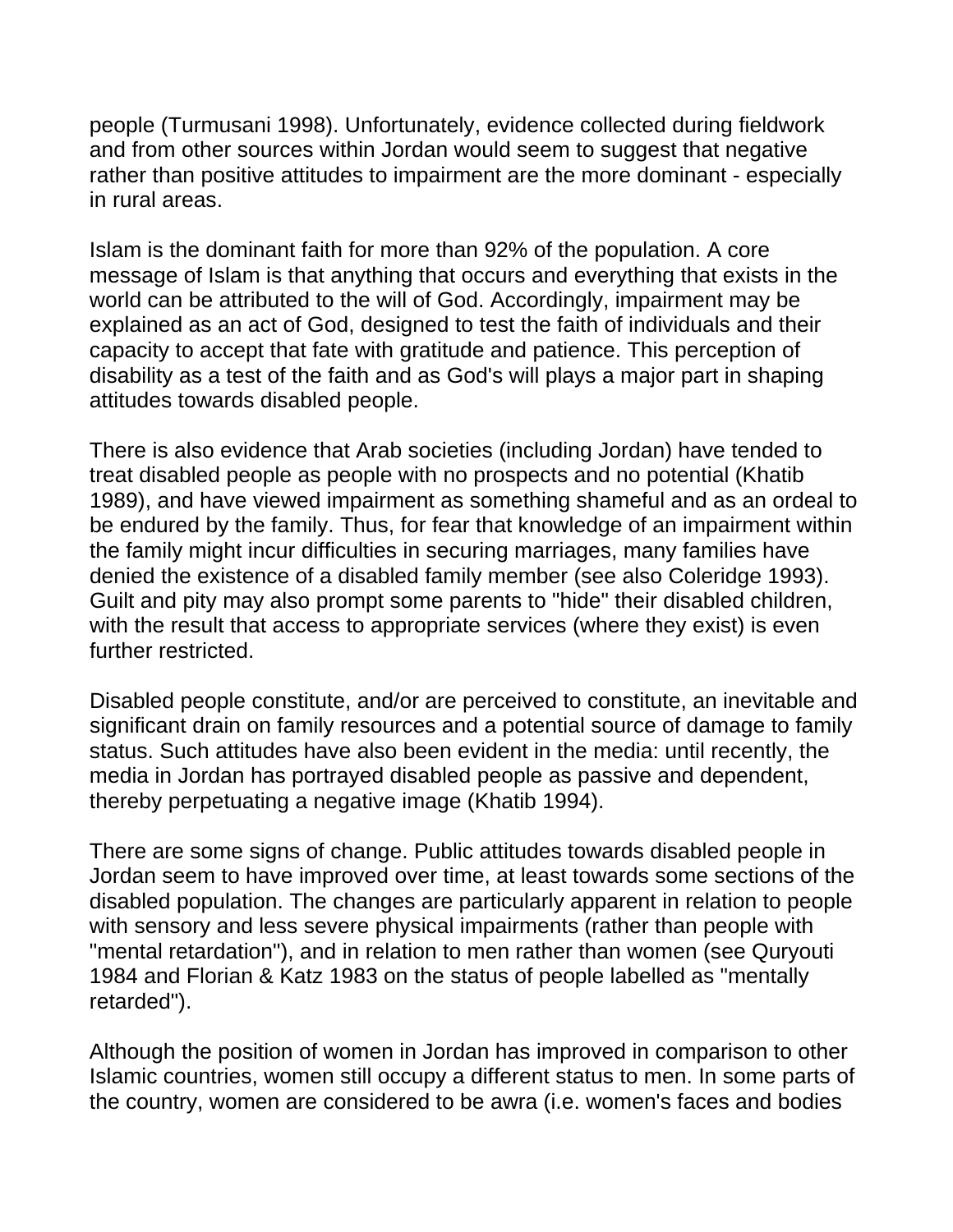people (Turmusani 1998). Unfortunately, evidence collected during fieldwork and from other sources within Jordan would seem to suggest that negative rather than positive attitudes to impairment are the more dominant - especially in rural areas.

Islam is the dominant faith for more than 92% of the population. A core message of Islam is that anything that occurs and everything that exists in the world can be attributed to the will of God. Accordingly, impairment may be explained as an act of God, designed to test the faith of individuals and their capacity to accept that fate with gratitude and patience. This perception of disability as a test of the faith and as God's will plays a major part in shaping attitudes towards disabled people.

There is also evidence that Arab societies (including Jordan) have tended to treat disabled people as people with no prospects and no potential (Khatib 1989), and have viewed impairment as something shameful and as an ordeal to be endured by the family. Thus, for fear that knowledge of an impairment within the family might incur difficulties in securing marriages, many families have denied the existence of a disabled family member (see also Coleridge 1993). Guilt and pity may also prompt some parents to "hide" their disabled children, with the result that access to appropriate services (where they exist) is even further restricted.

Disabled people constitute, and/or are perceived to constitute, an inevitable and significant drain on family resources and a potential source of damage to family status. Such attitudes have also been evident in the media: until recently, the media in Jordan has portrayed disabled people as passive and dependent, thereby perpetuating a negative image (Khatib 1994).

There are some signs of change. Public attitudes towards disabled people in Jordan seem to have improved over time, at least towards some sections of the disabled population. The changes are particularly apparent in relation to people with sensory and less severe physical impairments (rather than people with "mental retardation"), and in relation to men rather than women (see Quryouti 1984 and Florian & Katz 1983 on the status of people labelled as "mentally retarded").

Although the position of women in Jordan has improved in comparison to other Islamic countries, women still occupy a different status to men. In some parts of the country, women are considered to be awra (i.e. women's faces and bodies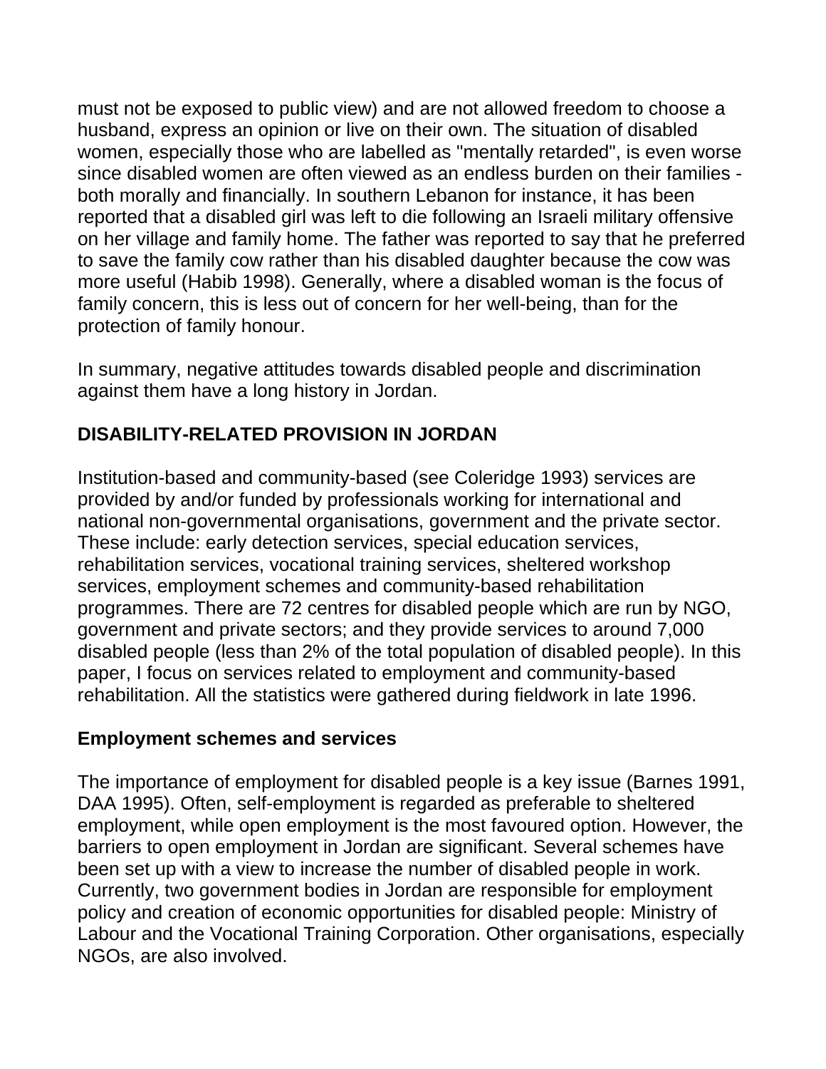must not be exposed to public view) and are not allowed freedom to choose a husband, express an opinion or live on their own. The situation of disabled women, especially those who are labelled as "mentally retarded", is even worse since disabled women are often viewed as an endless burden on their families - both morally and financially. In southern Lebanon for instance, it has been reported that a disabled girl was left to die following an Israeli military offensive on her village and family home. The father was reported to say that he preferred to save the family cow rather than his disabled daughter because the cow was more useful (Habib 1998). Generally, where a disabled woman is the focus of family concern, this is less out of concern for her well-being, than for the protection of family honour.

In summary, negative attitudes towards disabled people and discrimination against them have a long history in Jordan.

## DISABILITY-RELATED PROVISION IN JORDAN

Institution-based and community-based (see Coleridge 1993) services are provided by and/or funded by professionals working for international and national non-governmental organisations, government and the private sector. These include: early detection services, special education services, rehabilitation services, vocational training services, sheltered workshop services, employment schemes and community-based rehabilitation programmes. There are 72 centres for disabled people which are run by NGO, government and private sectors; and they provide services to around 7,000 disabled people (less than 2% of the total population of disabled people). In this paper, I focus on services related to employment and community-based rehabilitation. All the statistics were gathered during fieldwork in late 1996.

### Employment schemes and services

The importance of employment for disabled people is a key issue (Barnes 1991, DAA 1995). Often, self-employment is regarded as preferable to sheltered employment, while open employment is the most favoured option. However, the barriers to open employment in Jordan are significant. Several schemes have been set up with a view to increase the number of disabled people in work. Currently, two government bodies in Jordan are responsible for employment policy and creation of economic opportunities for disabled people: Ministry of Labour and the Vocational Training Corporation. Other organisations, especially NGOs, are also involved.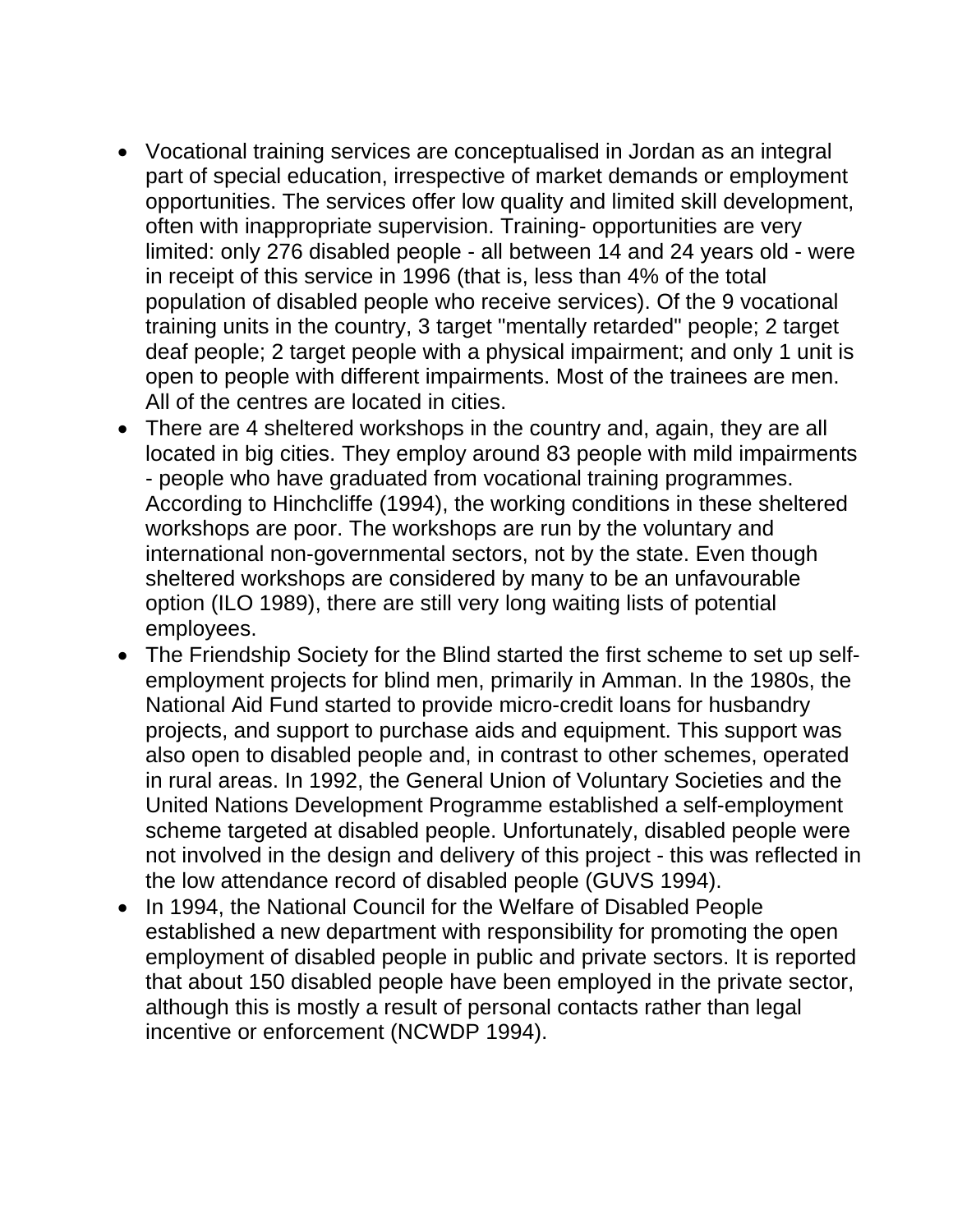- Vocational training services are conceptualised in Jordan as an integral part of special education, irrespective of market demands or employment opportunities. The services offer low quality and limited skill development, often with inappropriate supervision. Training- opportunities are very limited: only 276 disabled people - all between 14 and 24 years old - were in receipt of this service in 1996 (that is, less than 4% of the total population of disabled people who receive services). Of the 9 vocational training units in the country, 3 target "mentally retarded" people; 2 target deaf people; 2 target people with a physical impairment; and only 1 unit is open to people with different impairments. Most of the trainees are men. All of the centres are located in cities.
- There are 4 sheltered workshops in the country and, again, they are all located in big cities. They employ around 83 people with mild impairments - people who have graduated from vocational training programmes. According to Hinchcliffe (1994), the working conditions in these sheltered workshops are poor. The workshops are run by the voluntary and international non-governmental sectors, not by the state. Even though sheltered workshops are considered by many to be an unfavourable option (ILO 1989), there are still very long waiting lists of potential employees.
- The Friendship Society for the Blind started the first scheme to set up self-employment projects for blind men, primarily in Amman. In the 1980s, the National Aid Fund started to provide micro-credit loans for husbandry projects, and support to purchase aids and equipment. This support was also open to disabled people and, in contrast to other schemes, operated in rural areas. In 1992, the General Union of Voluntary Societies and the United Nations Development Programme established a self-employment scheme targeted at disabled people. Unfortunately, disabled people were not involved in the design and delivery of this project - this was reflected in the low attendance record of disabled people (GUVS 1994).
- In 1994, the National Council for the Welfare of Disabled People established a new department with responsibility for promoting the open employment of disabled people in public and private sectors. It is reported that about 150 disabled people have been employed in the private sector, although this is mostly a result of personal contacts rather than legal incentive or enforcement (NCWDP 1994).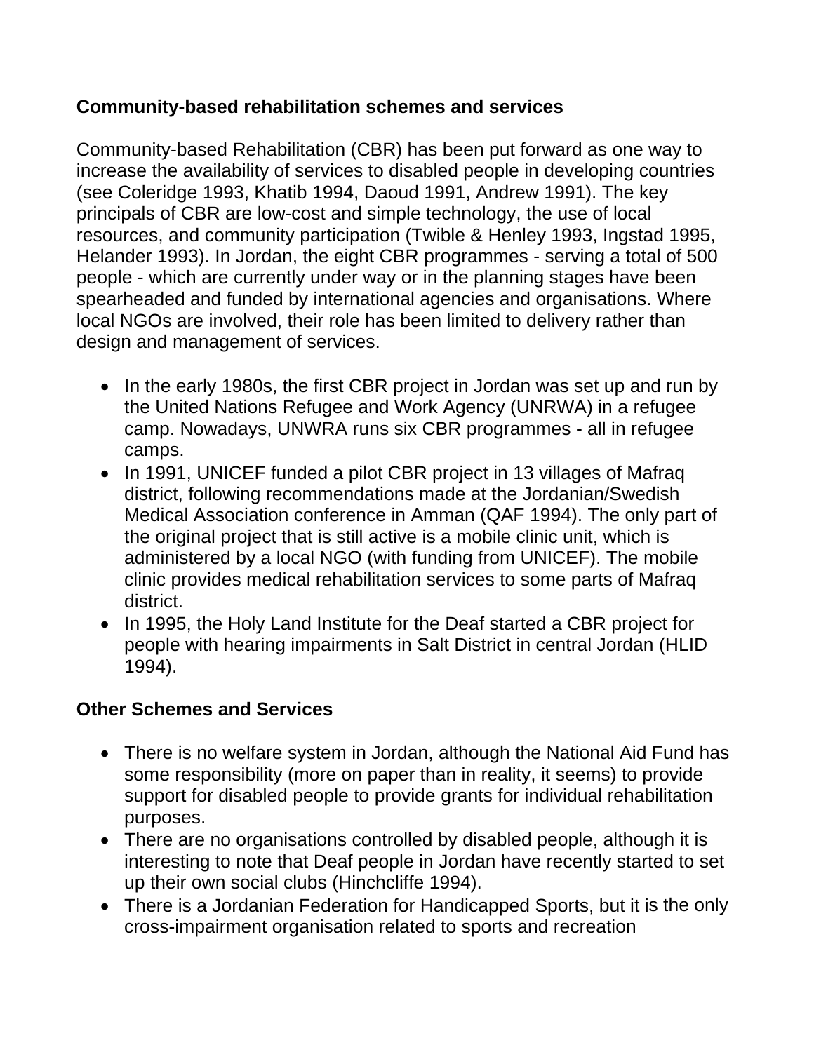**Community-based rehabilitation schemes and services**

Community-based Rehabilitation (CBR) has been put forward as one way to increase the availability of services to disabled people in developing countries (see Coleridge 1993, Khatib 1994, Daoud 1991, Andrew 1991). The key principals of CBR are low-cost and simple technology, the use of local resources, and community participation (Twible & Henley 1993, Ingstad 1995, Helander 1993). In Jordan, the eight CBR programmes - serving a total of 500 people - which are currently under way or in the planning stages have been spearheaded and funded by international agencies and organisations. Where local NGOs are involved, their role has been limited to delivery rather than design and management of services.

- In the early 1980s, the first CBR project in Jordan was set up and run by the United Nations Refugee and Work Agency (UNRWA) in a refugee camp. Nowadays, UNWRA runs six CBR programmes - all in refugee camps.
- In 1991, UNICEF funded a pilot CBR project in 13 villages of Mafraq district, following recommendations made at the Jordanian/Swedish Medical Association conference in Amman (QAF 1994). The only part of the original project that is still active is a mobile clinic unit, which is administered by a local NGO (with funding from UNICEF). The mobile clinic provides medical rehabilitation services to some parts of Mafraq district.
- In 1995, the Holy Land Institute for the Deaf started a CBR project for people with hearing impairments in Salt District in central Jordan (HLID 1994).

**Other Schemes and Services**

- There is no welfare system in Jordan, although the National Aid Fund has some responsibility (more on paper than in reality, it seems) to provide support for disabled people to provide grants for individual rehabilitation purposes.
- There are no organisations controlled by disabled people, although it is interesting to note that Deaf people in Jordan have recently started to set up their own social clubs (Hinchcliffe 1994).
- There is a Jordanian Federation for Handicapped Sports, but it is the only cross-impairment organisation related to sports and recreation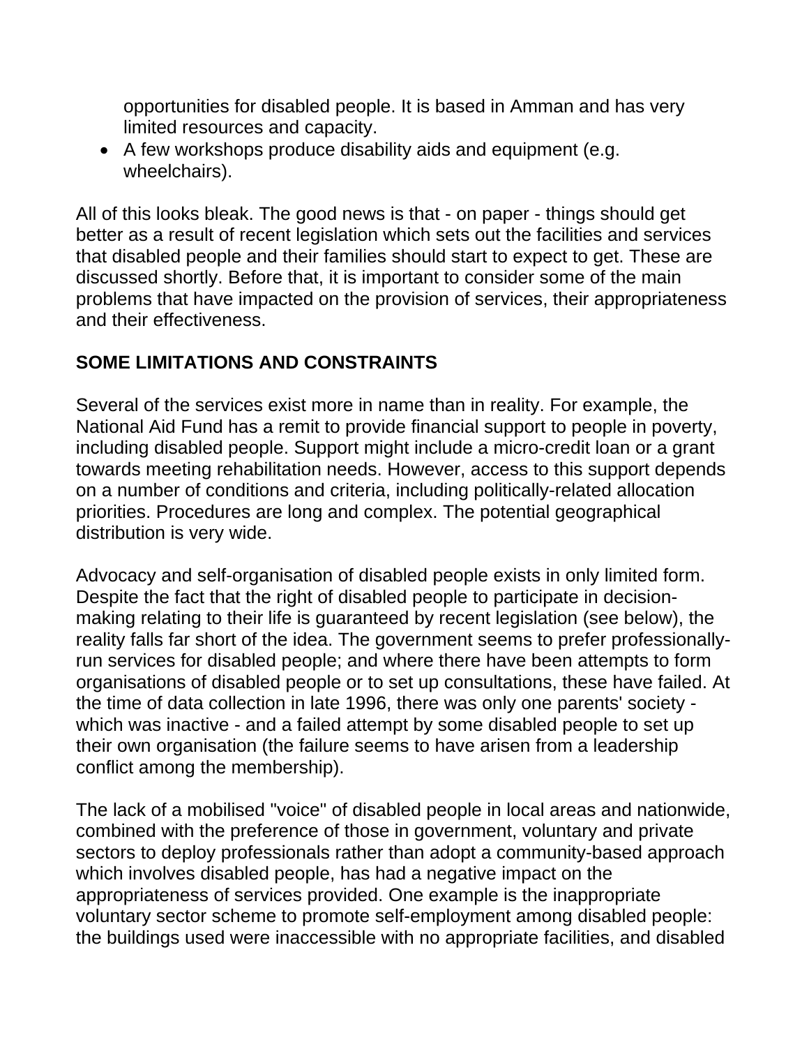opportunities for disabled people. It is based in Amman and has very limited resources and capacity.

- A few workshops produce disability aids and equipment (e.g. wheelchairs).

All of this looks bleak. The good news is that - on paper - things should get better as a result of recent legislation which sets out the facilities and services that disabled people and their families should start to expect to get. These are discussed shortly. Before that, it is important to consider some of the main problems that have impacted on the provision of services, their appropriateness and their effectiveness.

## SOME LIMITATIONS AND CONSTRAINTS

Several of the services exist more in name than in reality. For example, the National Aid Fund has a remit to provide financial support to people in poverty, including disabled people. Support might include a micro-credit loan or a grant towards meeting rehabilitation needs. However, access to this support depends on a number of conditions and criteria, including politically-related allocation priorities. Procedures are long and complex. The potential geographical distribution is very wide.

Advocacy and self-organisation of disabled people exists in only limited form. Despite the fact that the right of disabled people to participate in decision-making relating to their life is guaranteed by recent legislation (see below), the reality falls far short of the idea. The government seems to prefer professionally-run services for disabled people; and where there have been attempts to form organisations of disabled people or to set up consultations, these have failed. At the time of data collection in late 1996, there was only one parents' society - which was inactive - and a failed attempt by some disabled people to set up their own organisation (the failure seems to have arisen from a leadership conflict among the membership).

The lack of a mobilised "voice" of disabled people in local areas and nationwide, combined with the preference of those in government, voluntary and private sectors to deploy professionals rather than adopt a community-based approach which involves disabled people, has had a negative impact on the appropriateness of services provided. One example is the inappropriate voluntary sector scheme to promote self-employment among disabled people: the buildings used were inaccessible with no appropriate facilities, and disabled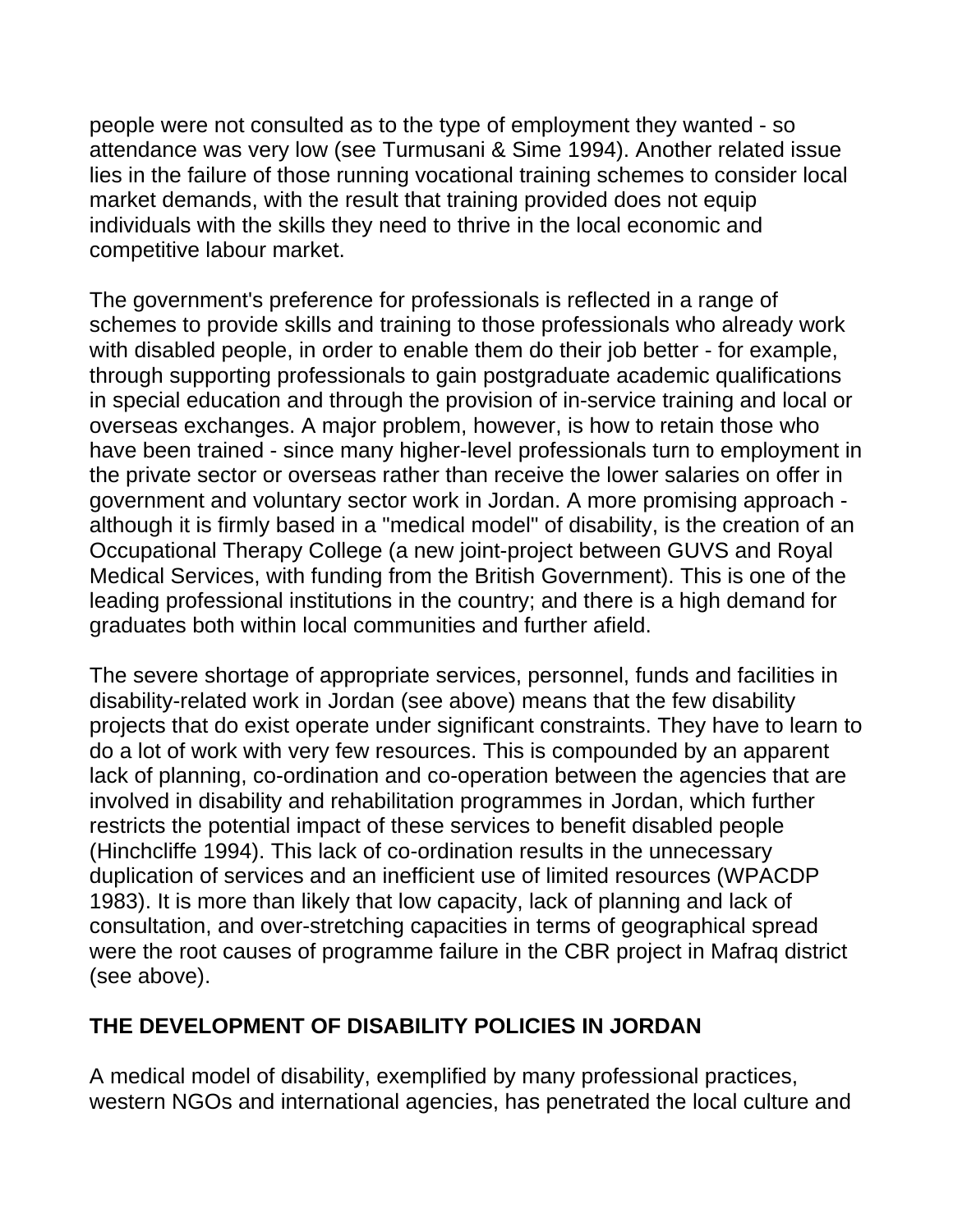people were not consulted as to the type of employment they wanted - so attendance was very low (see Turmusani & Sime 1994). Another related issue lies in the failure of those running vocational training schemes to consider local market demands, with the result that training provided does not equip individuals with the skills they need to thrive in the local economic and competitive labour market.

The government's preference for professionals is reflected in a range of schemes to provide skills and training to those professionals who already work with disabled people, in order to enable them do their job better - for example, through supporting professionals to gain postgraduate academic qualifications in special education and through the provision of in-service training and local or overseas exchanges. A major problem, however, is how to retain those who have been trained - since many higher-level professionals turn to employment in the private sector or overseas rather than receive the lower salaries on offer in government and voluntary sector work in Jordan. A more promising approach - although it is firmly based in a "medical model" of disability, is the creation of an Occupational Therapy College (a new joint-project between GUVS and Royal Medical Services, with funding from the British Government). This is one of the leading professional institutions in the country; and there is a high demand for graduates both within local communities and further afield.

The severe shortage of appropriate services, personnel, funds and facilities in disability-related work in Jordan (see above) means that the few disability projects that do exist operate under significant constraints. They have to learn to do a lot of work with very few resources. This is compounded by an apparent lack of planning, co-ordination and co-operation between the agencies that are involved in disability and rehabilitation programmes in Jordan, which further restricts the potential impact of these services to benefit disabled people (Hinchcliffe 1994). This lack of co-ordination results in the unnecessary duplication of services and an inefficient use of limited resources (WPACDP 1983). It is more than likely that low capacity, lack of planning and lack of consultation, and over-stretching capacities in terms of geographical spread were the root causes of programme failure in the CBR project in Mafraq district (see above).

## THE DEVELOPMENT OF DISABILITY POLICIES IN JORDAN

A medical model of disability, exemplified by many professional practices, western NGOs and international agencies, has penetrated the local culture and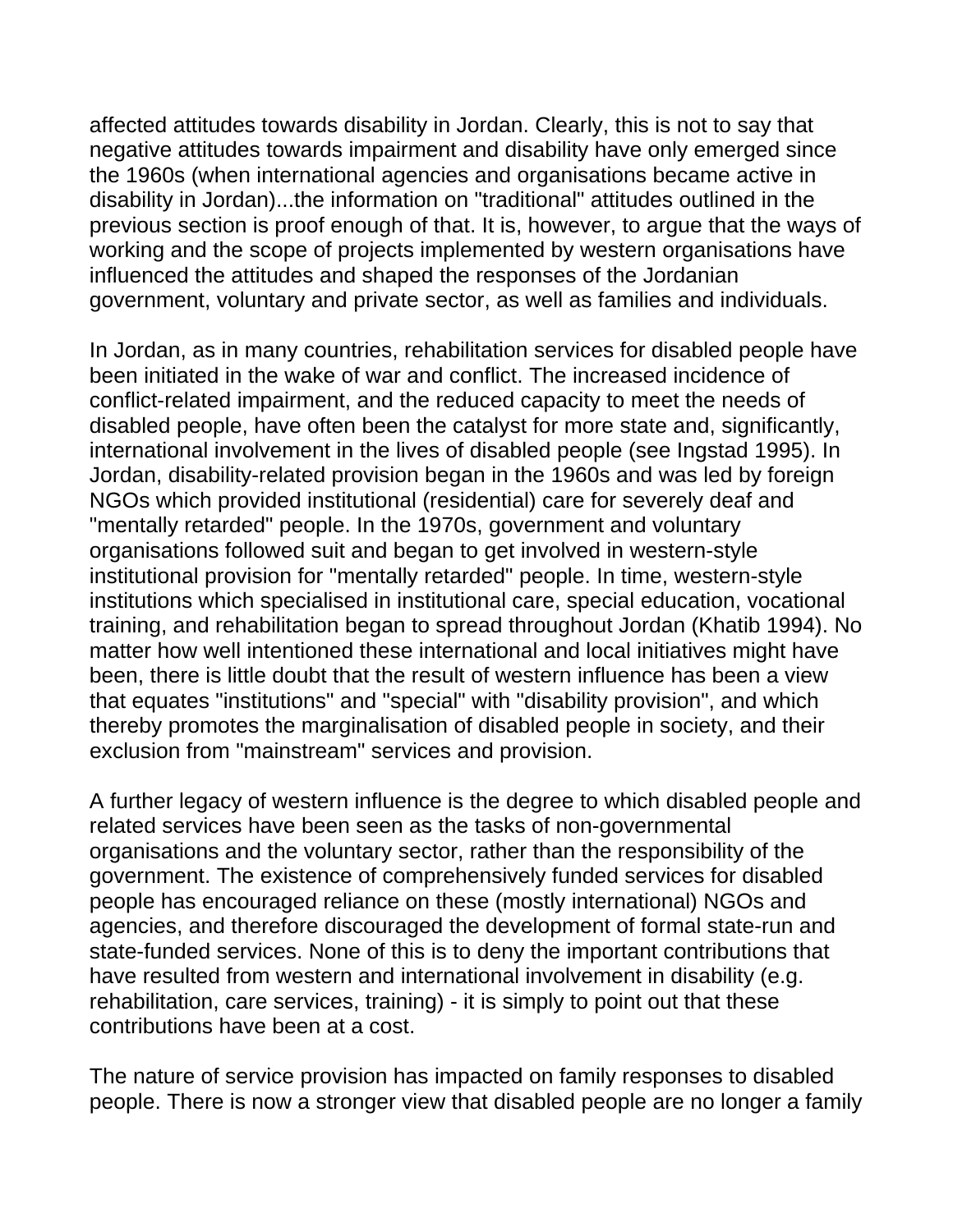affected attitudes towards disability in Jordan. Clearly, this is not to say that negative attitudes towards impairment and disability have only emerged since the 1960s (when international agencies and organisations became active in disability in Jordan)...the information on "traditional" attitudes outlined in the previous section is proof enough of that. It is, however, to argue that the ways of working and the scope of projects implemented by western organisations have influenced the attitudes and shaped the responses of the Jordanian government, voluntary and private sector, as well as families and individuals.

In Jordan, as in many countries, rehabilitation services for disabled people have been initiated in the wake of war and conflict. The increased incidence of conflict-related impairment, and the reduced capacity to meet the needs of disabled people, have often been the catalyst for more state and, significantly, international involvement in the lives of disabled people (see Ingstad 1995). In Jordan, disability-related provision began in the 1960s and was led by foreign NGOs which provided institutional (residential) care for severely deaf and "mentally retarded" people. In the 1970s, government and voluntary organisations followed suit and began to get involved in western-style institutional provision for "mentally retarded" people. In time, western-style institutions which specialised in institutional care, special education, vocational training, and rehabilitation began to spread throughout Jordan (Khatib 1994). No matter how well intentioned these international and local initiatives might have been, there is little doubt that the result of western influence has been a view that equates "institutions" and "special" with "disability provision", and which thereby promotes the marginalisation of disabled people in society, and their exclusion from "mainstream" services and provision.

A further legacy of western influence is the degree to which disabled people and related services have been seen as the tasks of non-governmental organisations and the voluntary sector, rather than the responsibility of the government. The existence of comprehensively funded services for disabled people has encouraged reliance on these (mostly international) NGOs and agencies, and therefore discouraged the development of formal state-run and state-funded services. None of this is to deny the important contributions that have resulted from western and international involvement in disability (e.g. rehabilitation, care services, training) - it is simply to point out that these contributions have been at a cost.

The nature of service provision has impacted on family responses to disabled people. There is now a stronger view that disabled people are no longer a family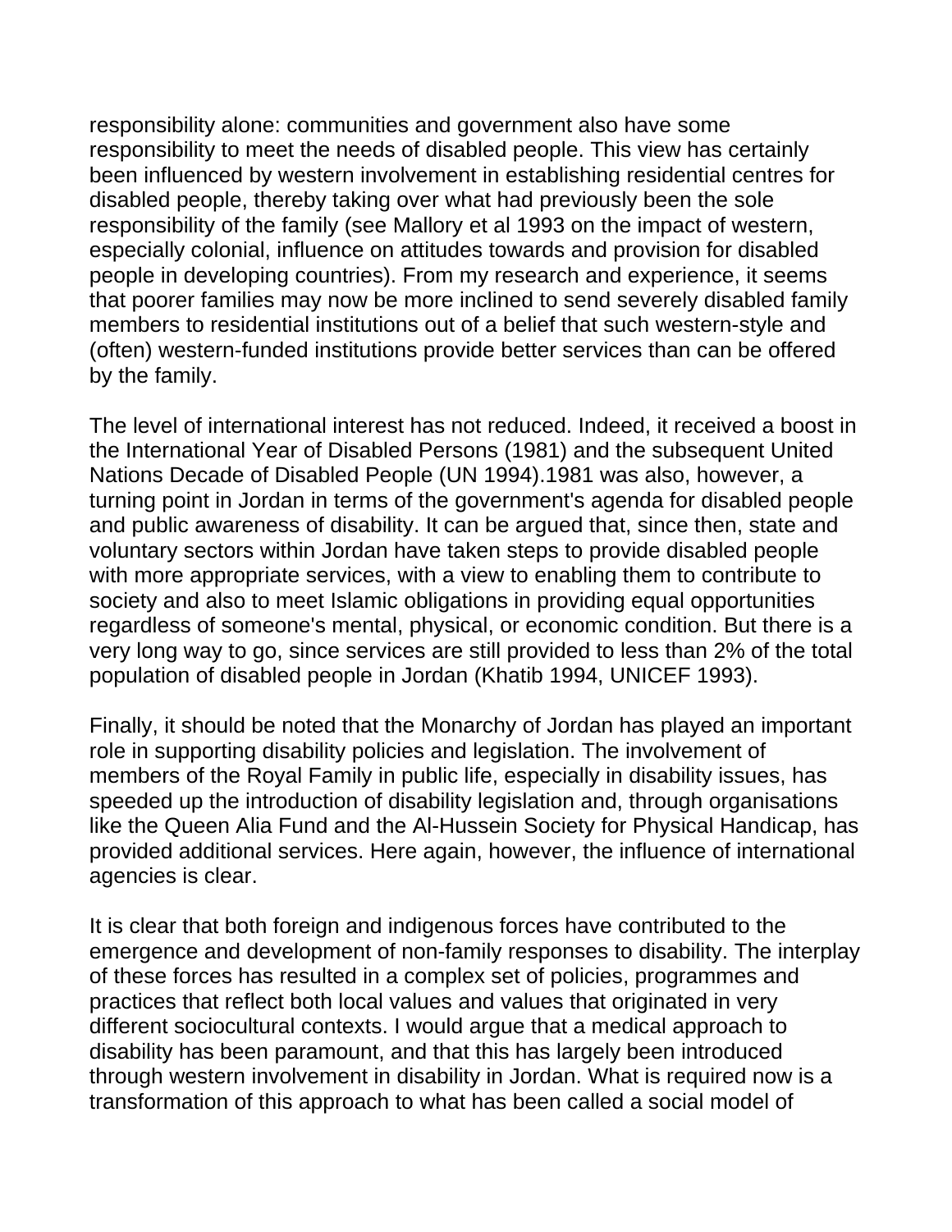responsibility alone: communities and government also have some responsibility to meet the needs of disabled people. This view has certainly been influenced by western involvement in establishing residential centres for disabled people, thereby taking over what had previously been the sole responsibility of the family (see Mallory et al 1993 on the impact of western, especially colonial, influence on attitudes towards and provision for disabled people in developing countries). From my research and experience, it seems that poorer families may now be more inclined to send severely disabled family members to residential institutions out of a belief that such western-style and (often) western-funded institutions provide better services than can be offered by the family.

The level of international interest has not reduced. Indeed, it received a boost in the International Year of Disabled Persons (1981) and the subsequent United Nations Decade of Disabled People (UN 1994).1981 was also, however, a turning point in Jordan in terms of the government's agenda for disabled people and public awareness of disability. It can be argued that, since then, state and voluntary sectors within Jordan have taken steps to provide disabled people with more appropriate services, with a view to enabling them to contribute to society and also to meet Islamic obligations in providing equal opportunities regardless of someone's mental, physical, or economic condition. But there is a very long way to go, since services are still provided to less than 2% of the total population of disabled people in Jordan (Khatib 1994, UNICEF 1993).

Finally, it should be noted that the Monarchy of Jordan has played an important role in supporting disability policies and legislation. The involvement of members of the Royal Family in public life, especially in disability issues, has speeded up the introduction of disability legislation and, through organisations like the Queen Alia Fund and the Al-Hussein Society for Physical Handicap, has provided additional services. Here again, however, the influence of international agencies is clear.

It is clear that both foreign and indigenous forces have contributed to the emergence and development of non-family responses to disability. The interplay of these forces has resulted in a complex set of policies, programmes and practices that reflect both local values and values that originated in very different sociocultural contexts. I would argue that a medical approach to disability has been paramount, and that this has largely been introduced through western involvement in disability in Jordan. What is required now is a transformation of this approach to what has been called a social model of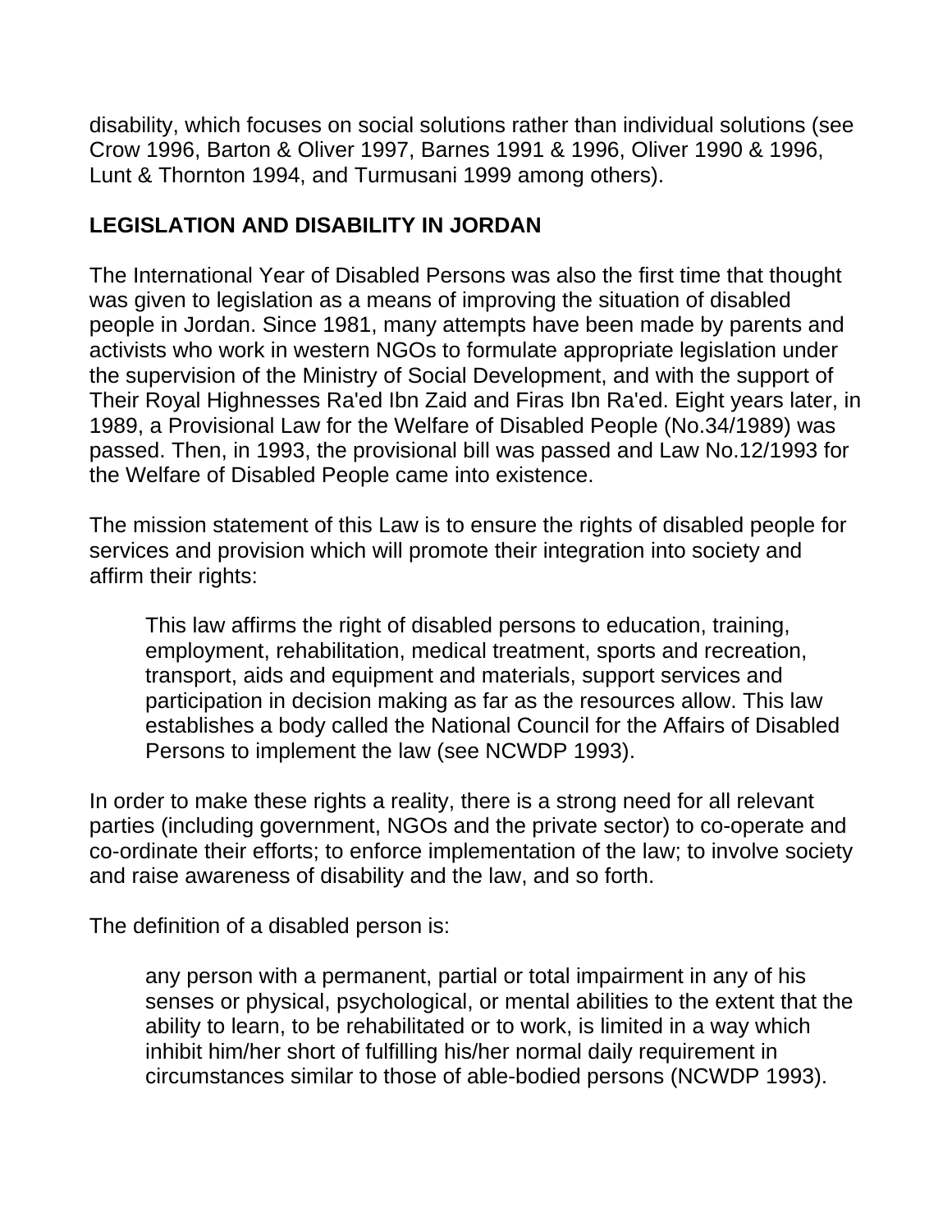disability, which focuses on social solutions rather than individual solutions (see Crow 1996, Barton & Oliver 1997, Barnes 1991 & 1996, Oliver 1990 & 1996, Lunt & Thornton 1994, and Turmusani 1999 among others).

## LEGISLATION AND DISABILITY IN JORDAN

The International Year of Disabled Persons was also the first time that thought was given to legislation as a means of improving the situation of disabled people in Jordan. Since 1981, many attempts have been made by parents and activists who work in western NGOs to formulate appropriate legislation under the supervision of the Ministry of Social Development, and with the support of Their Royal Highnesses Ra'ed Ibn Zaid and Firas Ibn Ra'ed. Eight years later, in 1989, a Provisional Law for the Welfare of Disabled People (No.34/1989) was passed. Then, in 1993, the provisional bill was passed and Law No.12/1993 for the Welfare of Disabled People came into existence.

The mission statement of this Law is to ensure the rights of disabled people for services and provision which will promote their integration into society and affirm their rights:

> This law affirms the right of disabled persons to education, training, employment, rehabilitation, medical treatment, sports and recreation, transport, aids and equipment and materials, support services and participation in decision making as far as the resources allow. This law establishes a body called the National Council for the Affairs of Disabled Persons to implement the law (see NCWDP 1993).

In order to make these rights a reality, there is a strong need for all relevant parties (including government, NGOs and the private sector) to co-operate and co-ordinate their efforts; to enforce implementation of the law; to involve society and raise awareness of disability and the law, and so forth.

The definition of a disabled person is:

> any person with a permanent, partial or total impairment in any of his senses or physical, psychological, or mental abilities to the extent that the ability to learn, to be rehabilitated or to work, is limited in a way which inhibit him/her short of fulfilling his/her normal daily requirement in circumstances similar to those of able-bodied persons (NCWDP 1993).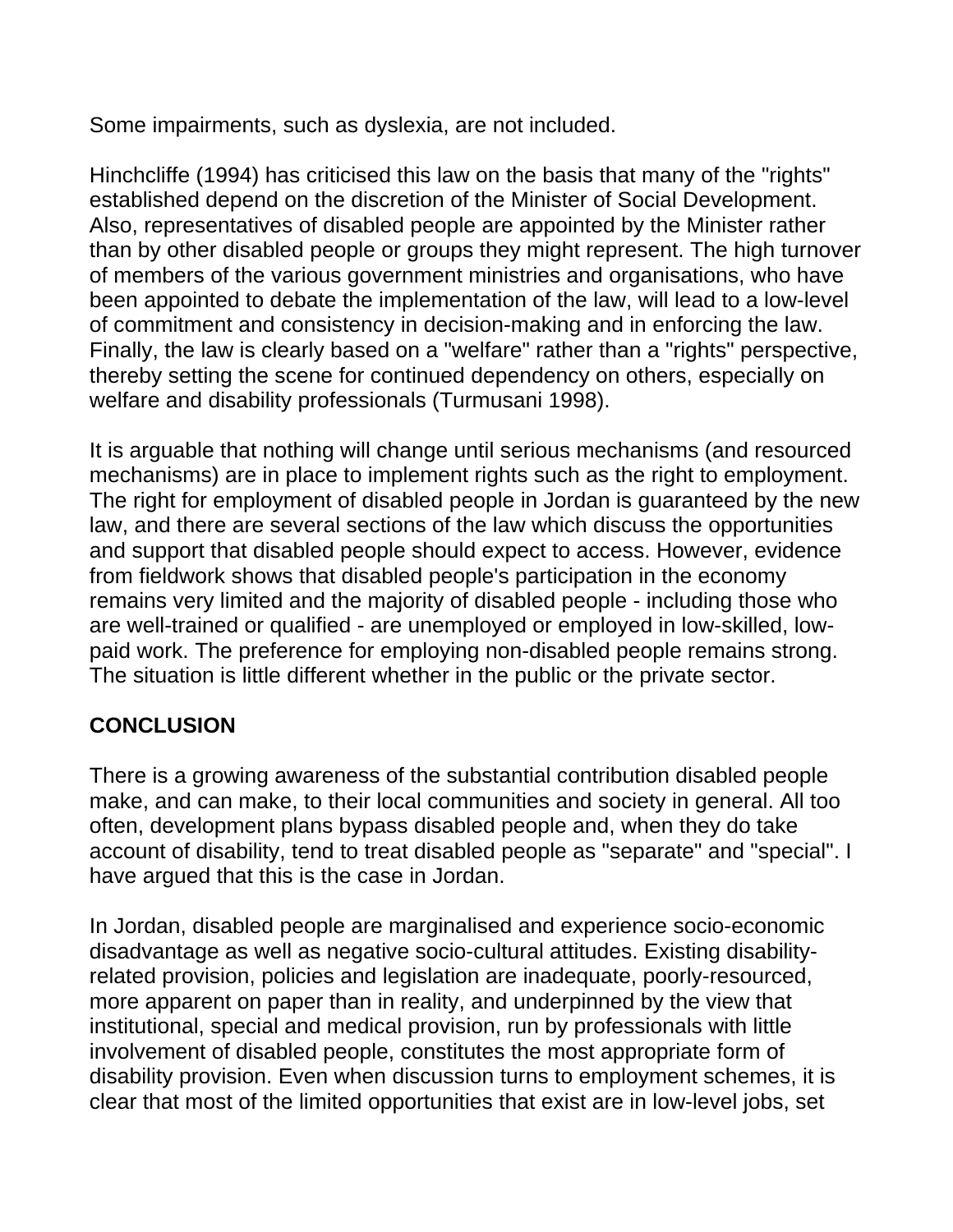Some impairments, such as dyslexia, are not included.

Hinchcliffe (1994) has criticised this law on the basis that many of the "rights" established depend on the discretion of the Minister of Social Development. Also, representatives of disabled people are appointed by the Minister rather than by other disabled people or groups they might represent. The high turnover of members of the various government ministries and organisations, who have been appointed to debate the implementation of the law, will lead to a low-level of commitment and consistency in decision-making and in enforcing the law. Finally, the law is clearly based on a "welfare" rather than a "rights" perspective, thereby setting the scene for continued dependency on others, especially on welfare and disability professionals (Turmusani 1998).

It is arguable that nothing will change until serious mechanisms (and resourced mechanisms) are in place to implement rights such as the right to employment. The right for employment of disabled people in Jordan is guaranteed by the new law, and there are several sections of the law which discuss the opportunities and support that disabled people should expect to access. However, evidence from fieldwork shows that disabled people's participation in the economy remains very limited and the majority of disabled people - including those who are well-trained or qualified - are unemployed or employed in low-skilled, low-paid work. The preference for employing non-disabled people remains strong. The situation is little different whether in the public or the private sector.

**CONCLUSION**

There is a growing awareness of the substantial contribution disabled people make, and can make, to their local communities and society in general. All too often, development plans bypass disabled people and, when they do take account of disability, tend to treat disabled people as "separate" and "special". I have argued that this is the case in Jordan.

In Jordan, disabled people are marginalised and experience socio-economic disadvantage as well as negative socio-cultural attitudes. Existing disability-related provision, policies and legislation are inadequate, poorly-resourced, more apparent on paper than in reality, and underpinned by the view that institutional, special and medical provision, run by professionals with little involvement of disabled people, constitutes the most appropriate form of disability provision. Even when discussion turns to employment schemes, it is clear that most of the limited opportunities that exist are in low-level jobs, set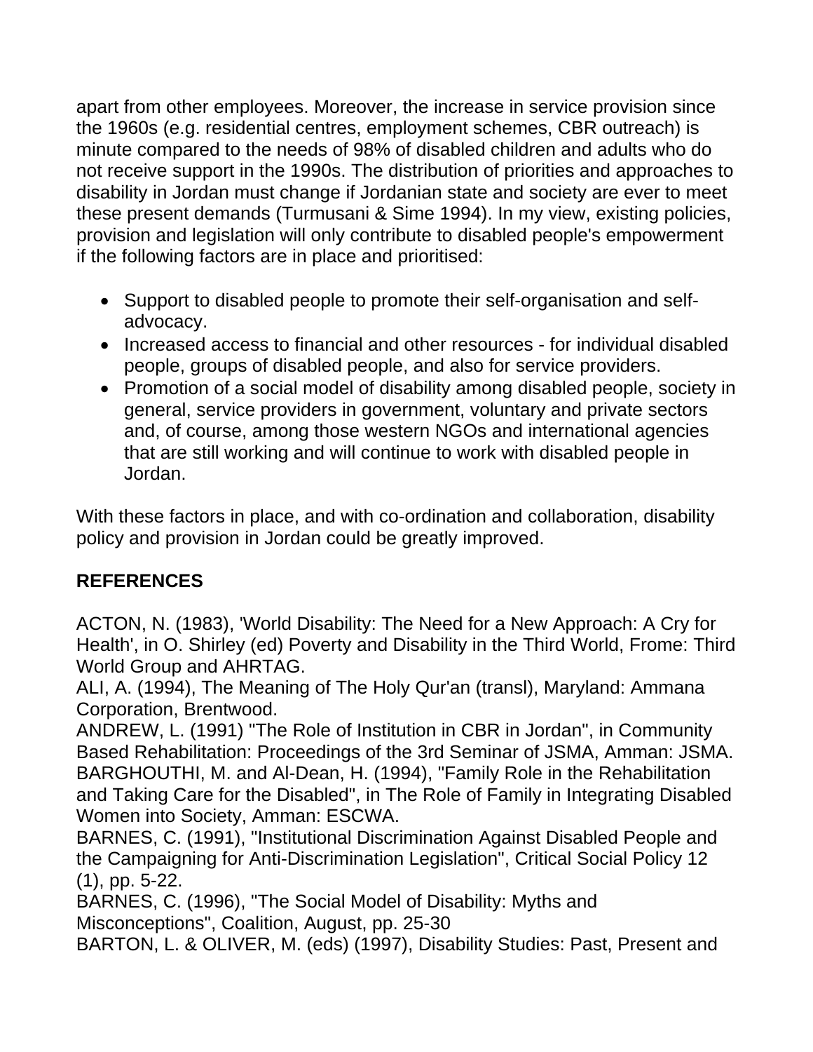apart from other employees. Moreover, the increase in service provision since the 1960s (e.g. residential centres, employment schemes, CBR outreach) is minute compared to the needs of 98% of disabled children and adults who do not receive support in the 1990s. The distribution of priorities and approaches to disability in Jordan must change if Jordanian state and society are ever to meet these present demands (Turmusani & Sime 1994). In my view, existing policies, provision and legislation will only contribute to disabled people's empowerment if the following factors are in place and prioritised:

- Support to disabled people to promote their self-organisation and self-advocacy.
- Increased access to financial and other resources - for individual disabled people, groups of disabled people, and also for service providers.
- Promotion of a social model of disability among disabled people, society in general, service providers in government, voluntary and private sectors and, of course, among those western NGOs and international agencies that are still working and will continue to work with disabled people in Jordan.

With these factors in place, and with co-ordination and collaboration, disability policy and provision in Jordan could be greatly improved.

## REFERENCES

ACTON, N. (1983), 'World Disability: The Need for a New Approach: A Cry for Health', in O. Shirley (ed) Poverty and Disability in the Third World, Frome: Third World Group and AHRTAG.
ALI, A. (1994), The Meaning of The Holy Qur'an (transl), Maryland: Ammana Corporation, Brentwood.
ANDREW, L. (1991) "The Role of Institution in CBR in Jordan", in Community Based Rehabilitation: Proceedings of the 3rd Seminar of JSMA, Amman: JSMA.
BARGHOUTHI, M. and Al-Dean, H. (1994), "Family Role in the Rehabilitation and Taking Care for the Disabled", in The Role of Family in Integrating Disabled Women into Society, Amman: ESCWA.
BARNES, C. (1991), "Institutional Discrimination Against Disabled People and the Campaigning for Anti-Discrimination Legislation", Critical Social Policy 12 (1), pp. 5-22.
BARNES, C. (1996), "The Social Model of Disability: Myths and Misconceptions", Coalition, August, pp. 25-30
BARTON, L. & OLIVER, M. (eds) (1997), Disability Studies: Past, Present and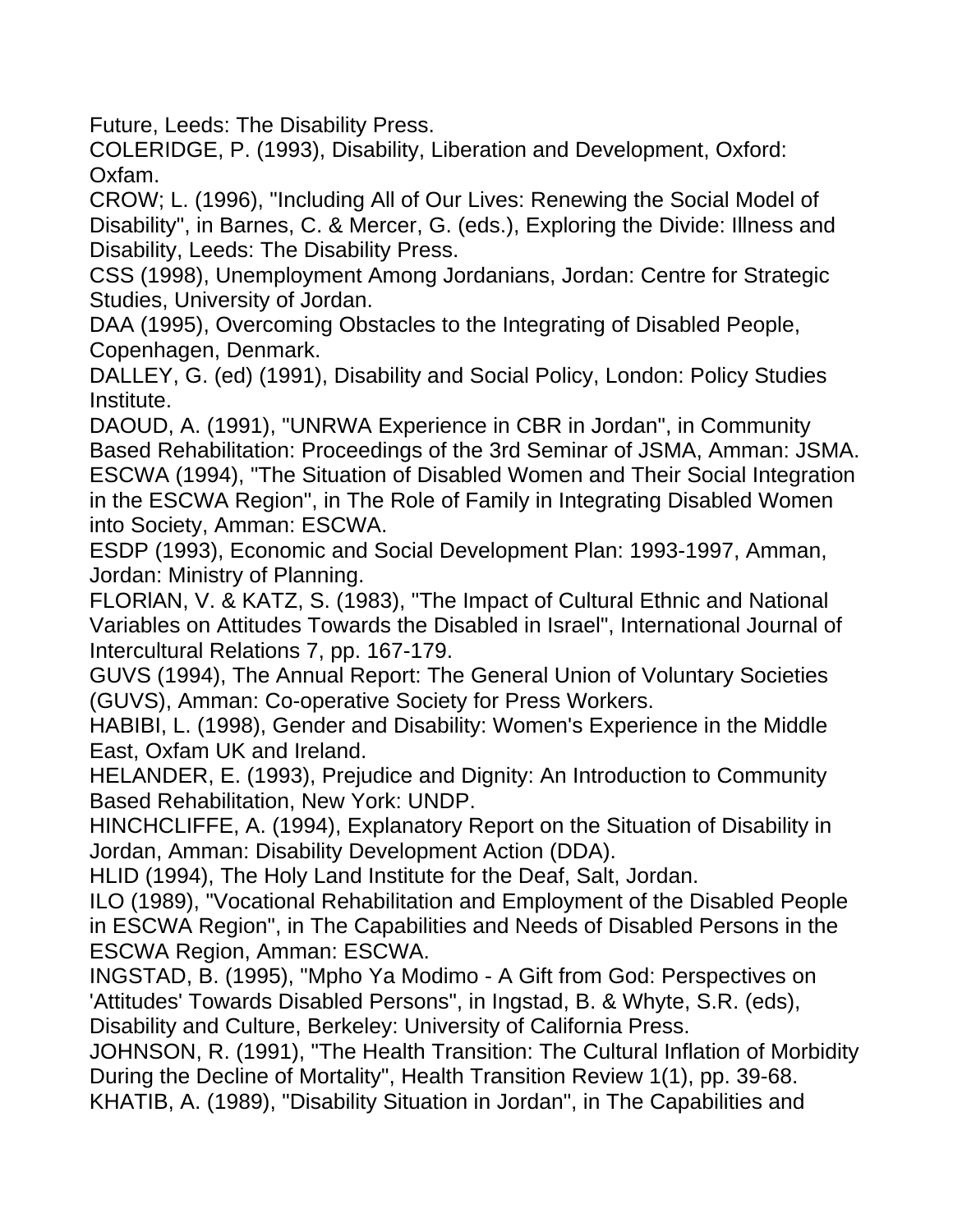Future, Leeds: The Disability Press.

COLERIDGE, P. (1993), Disability, Liberation and Development, Oxford: Oxfam.

CROW; L. (1996), "Including All of Our Lives: Renewing the Social Model of Disability", in Barnes, C. & Mercer, G. (eds.), Exploring the Divide: Illness and Disability, Leeds: The Disability Press.

CSS (1998), Unemployment Among Jordanians, Jordan: Centre for Strategic Studies, University of Jordan.

DAA (1995), Overcoming Obstacles to the Integrating of Disabled People, Copenhagen, Denmark.

DALLEY, G. (ed) (1991), Disability and Social Policy, London: Policy Studies Institute.

DAOUD, A. (1991), "UNRWA Experience in CBR in Jordan", in Community Based Rehabilitation: Proceedings of the 3rd Seminar of JSMA, Amman: JSMA.

ESCWA (1994), "The Situation of Disabled Women and Their Social Integration in the ESCWA Region", in The Role of Family in Integrating Disabled Women into Society, Amman: ESCWA.

ESDP (1993), Economic and Social Development Plan: 1993-1997, Amman, Jordan: Ministry of Planning.

FLORIAN, V. & KATZ, S. (1983), "The Impact of Cultural Ethnic and National Variables on Attitudes Towards the Disabled in Israel", International Journal of Intercultural Relations 7, pp. 167-179.

GUVS (1994), The Annual Report: The General Union of Voluntary Societies (GUVS), Amman: Co-operative Society for Press Workers.

HABIBI, L. (1998), Gender and Disability: Women's Experience in the Middle East, Oxfam UK and Ireland.

HELANDER, E. (1993), Prejudice and Dignity: An Introduction to Community Based Rehabilitation, New York: UNDP.

HINCHCLIFFE, A. (1994), Explanatory Report on the Situation of Disability in Jordan, Amman: Disability Development Action (DDA).

HLID (1994), The Holy Land Institute for the Deaf, Salt, Jordan.

ILO (1989), "Vocational Rehabilitation and Employment of the Disabled People in ESCWA Region", in The Capabilities and Needs of Disabled Persons in the ESCWA Region, Amman: ESCWA.

INGSTAD, B. (1995), "Mpho Ya Modimo - A Gift from God: Perspectives on 'Attitudes' Towards Disabled Persons", in Ingstad, B. & Whyte, S.R. (eds), Disability and Culture, Berkeley: University of California Press.

JOHNSON, R. (1991), "The Health Transition: The Cultural Inflation of Morbidity During the Decline of Mortality", Health Transition Review 1(1), pp. 39-68.

KHATIB, A. (1989), "Disability Situation in Jordan", in The Capabilities and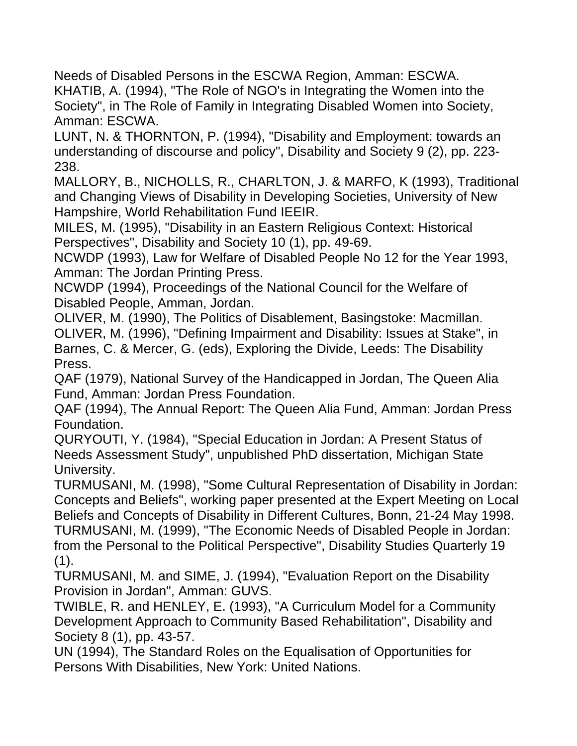Needs of Disabled Persons in the ESCWA Region, Amman: ESCWA.

KHATIB, A. (1994), "The Role of NGO's in Integrating the Women into the Society", in The Role of Family in Integrating Disabled Women into Society, Amman: ESCWA.

LUNT, N. & THORNTON, P. (1994), "Disability and Employment: towards an understanding of discourse and policy", Disability and Society 9 (2), pp. 223-238.

MALLORY, B., NICHOLLS, R., CHARLTON, J. & MARFO, K (1993), Traditional and Changing Views of Disability in Developing Societies, University of New Hampshire, World Rehabilitation Fund IEEIR.

MILES, M. (1995), "Disability in an Eastern Religious Context: Historical Perspectives", Disability and Society 10 (1), pp. 49-69.

NCWDP (1993), Law for Welfare of Disabled People No 12 for the Year 1993, Amman: The Jordan Printing Press.

NCWDP (1994), Proceedings of the National Council for the Welfare of Disabled People, Amman, Jordan.

OLIVER, M. (1990), The Politics of Disablement, Basingstoke: Macmillan.

OLIVER, M. (1996), "Defining Impairment and Disability: Issues at Stake", in Barnes, C. & Mercer, G. (eds), Exploring the Divide, Leeds: The Disability Press.

QAF (1979), National Survey of the Handicapped in Jordan, The Queen Alia Fund, Amman: Jordan Press Foundation.

QAF (1994), The Annual Report: The Queen Alia Fund, Amman: Jordan Press Foundation.

QURYOUTI, Y. (1984), "Special Education in Jordan: A Present Status of Needs Assessment Study", unpublished PhD dissertation, Michigan State University.

TURMUSANI, M. (1998), "Some Cultural Representation of Disability in Jordan: Concepts and Beliefs", working paper presented at the Expert Meeting on Local Beliefs and Concepts of Disability in Different Cultures, Bonn, 21-24 May 1998.

TURMUSANI, M. (1999), "The Economic Needs of Disabled People in Jordan: from the Personal to the Political Perspective", Disability Studies Quarterly 19 (1).

TURMUSANI, M. and SIME, J. (1994), "Evaluation Report on the Disability Provision in Jordan", Amman: GUVS.

TWIBLE, R. and HENLEY, E. (1993), "A Curriculum Model for a Community Development Approach to Community Based Rehabilitation", Disability and Society 8 (1), pp. 43-57.

UN (1994), The Standard Roles on the Equalisation of Opportunities for Persons With Disabilities, New York: United Nations.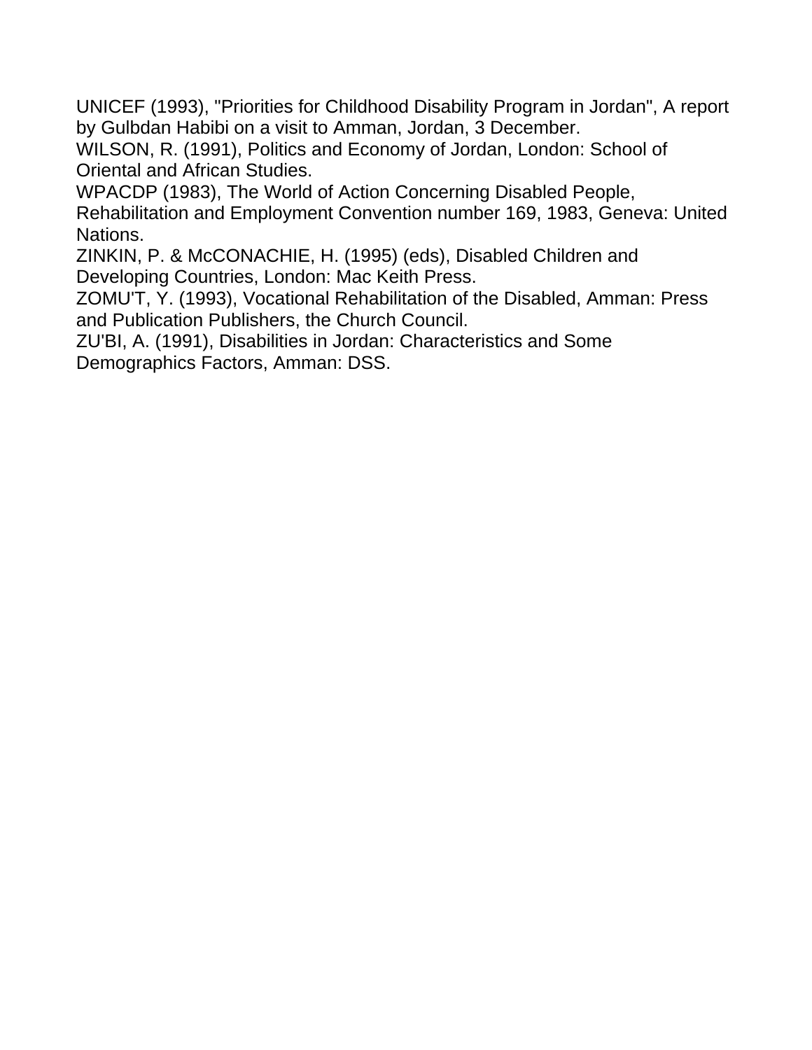UNICEF (1993), "Priorities for Childhood Disability Program in Jordan", A report by Gulbdan Habibi on a visit to Amman, Jordan, 3 December.

WILSON, R. (1991), Politics and Economy of Jordan, London: School of Oriental and African Studies.

WPACDP (1983), The World of Action Concerning Disabled People, Rehabilitation and Employment Convention number 169, 1983, Geneva: United Nations.

ZINKIN, P. & McCONACHIE, H. (1995) (eds), Disabled Children and Developing Countries, London: Mac Keith Press.

ZOMU'T, Y. (1993), Vocational Rehabilitation of the Disabled, Amman: Press and Publication Publishers, the Church Council.

ZU'BI, A. (1991), Disabilities in Jordan: Characteristics and Some Demographics Factors, Amman: DSS.